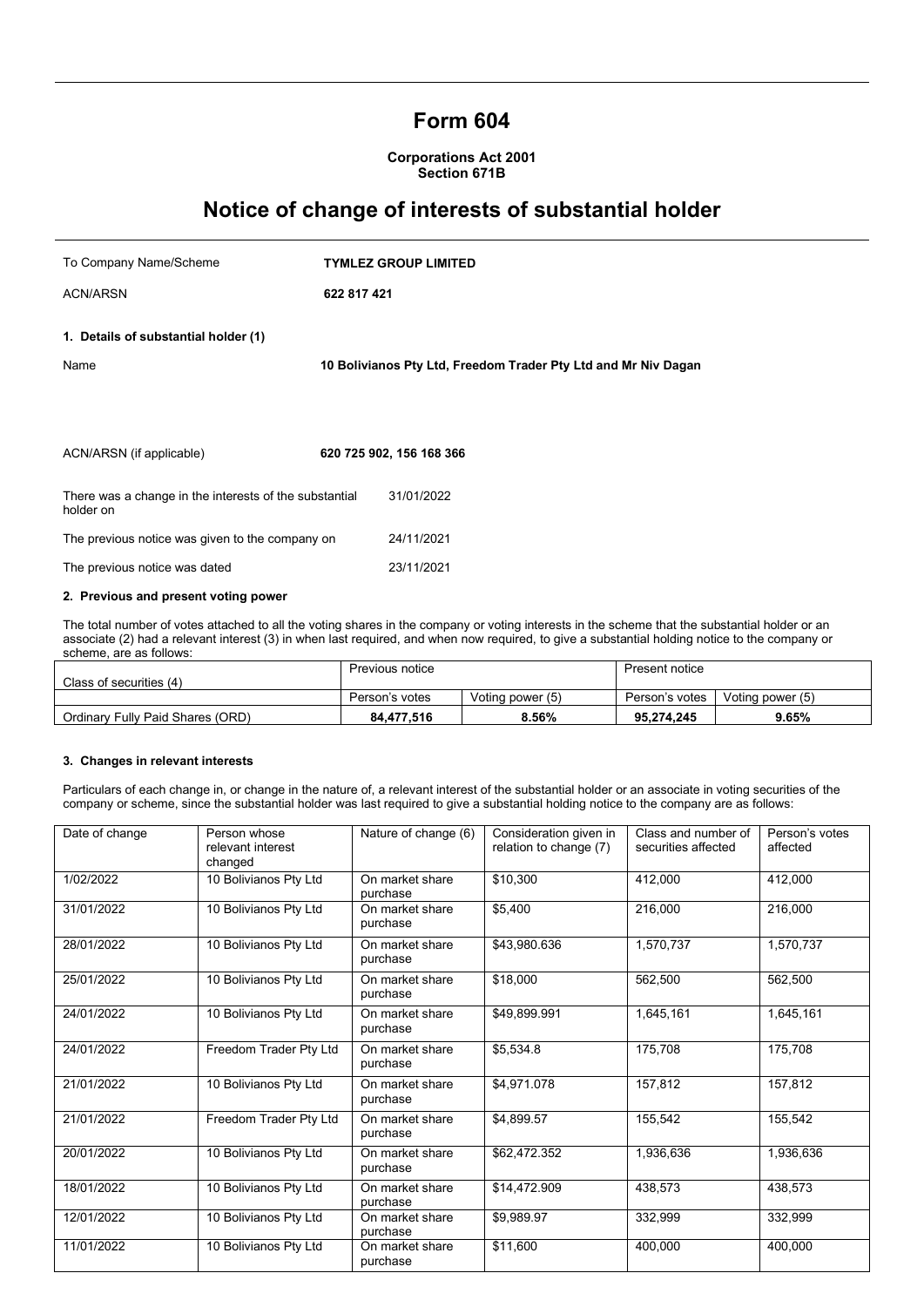# Form 604

**Corporations Act 2001**
**Section 671B**

# Notice of change of interests of substantial holder

To Company Name/Scheme **TYMLEZ GROUP LIMITED**

ACN/ARSN **622 817 421**

### 1. Details of substantial holder (1)

Name **10 Bolivianos Pty Ltd, Freedom Trader Pty Ltd and Mr Niv Dagan**

ACN/ARSN (if applicable) **620 725 902, 156 168 366**

There was a change in the interests of the substantial holder on 31/01/2022

The previous notice was given to the company on 24/11/2021

The previous notice was dated 23/11/2021

### 2. Previous and present voting power

The total number of votes attached to all the voting shares in the company or voting interests in the scheme that the substantial holder or an associate (2) had a relevant interest (3) in when last required, and when now required, to give a substantial holding notice to the company or scheme, are as follows:

| Class of securities (4) | Previous notice | | Present notice | |
|---|---|---|---|---|
| | Person's votes | Voting power (5) | Person's votes | Voting power (5) |
| Ordinary Fully Paid Shares (ORD) | **84,477,516** | **8.56%** | **95,274,245** | **9.65%** |

### 3. Changes in relevant interests

Particulars of each change in, or change in the nature of, a relevant interest of the substantial holder or an associate in voting securities of the company or scheme, since the substantial holder was last required to give a substantial holding notice to the company are as follows:

| Date of change | Person whose relevant interest changed | Nature of change (6) | Consideration given in relation to change (7) | Class and number of securities affected | Person's votes affected |
|---|---|---|---|---|---|
| 1/02/2022 | 10 Bolivianos Pty Ltd | On market share purchase | $10,300 | 412,000 | 412,000 |
| 31/01/2022 | 10 Bolivianos Pty Ltd | On market share purchase | $5,400 | 216,000 | 216,000 |
| 28/01/2022 | 10 Bolivianos Pty Ltd | On market share purchase | $43,980.636 | 1,570,737 | 1,570,737 |
| 25/01/2022 | 10 Bolivianos Pty Ltd | On market share purchase | $18,000 | 562,500 | 562,500 |
| 24/01/2022 | 10 Bolivianos Pty Ltd | On market share purchase | $49,899.991 | 1,645,161 | 1,645,161 |
| 24/01/2022 | Freedom Trader Pty Ltd | On market share purchase | $5,534.8 | 175,708 | 175,708 |
| 21/01/2022 | 10 Bolivianos Pty Ltd | On market share purchase | $4,971.078 | 157,812 | 157,812 |
| 21/01/2022 | Freedom Trader Pty Ltd | On market share purchase | $4,899.57 | 155,542 | 155,542 |
| 20/01/2022 | 10 Bolivianos Pty Ltd | On market share purchase | $62,472.352 | 1,936,636 | 1,936,636 |
| 18/01/2022 | 10 Bolivianos Pty Ltd | On market share purchase | $14,472.909 | 438,573 | 438,573 |
| 12/01/2022 | 10 Bolivianos Pty Ltd | On market share purchase | $9,989.97 | 332,999 | 332,999 |
| 11/01/2022 | 10 Bolivianos Pty Ltd | On market share purchase | $11,600 | 400,000 | 400,000 |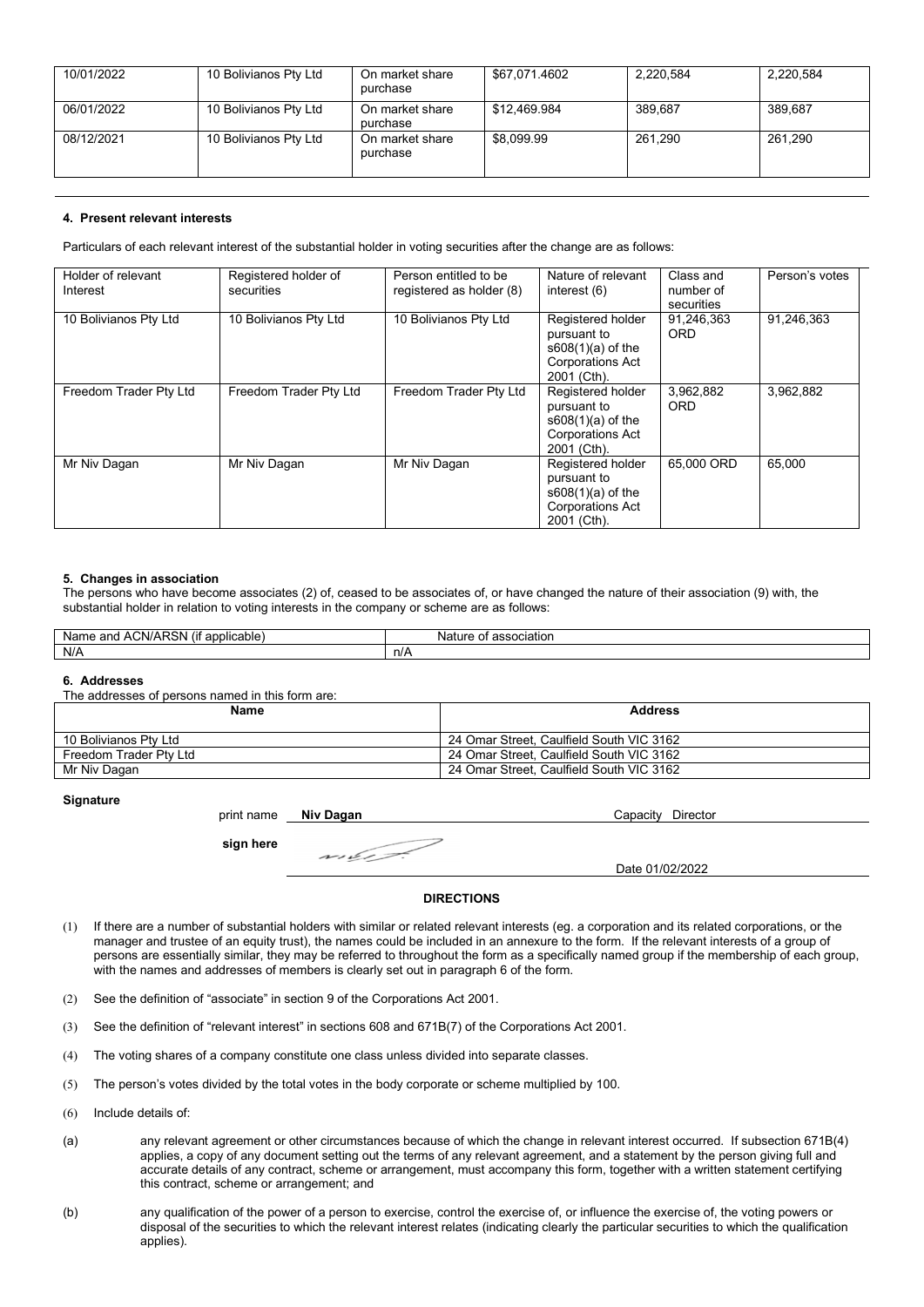| 10/01/2022 | 10 Bolivianos Pty Ltd | On market share purchase | $67,071.4602 | 2,220,584 | 2,220,584 |
|---|---|---|---|---|---|
| 06/01/2022 | 10 Bolivianos Pty Ltd | On market share purchase | $12,469.984 | 389,687 | 389,687 |
| 08/12/2021 | 10 Bolivianos Pty Ltd | On market share purchase | $8,099.99 | 261,290 | 261,290 |

**4. Present relevant interests**

Particulars of each relevant interest of the substantial holder in voting securities after the change are as follows:

| Holder of relevant Interest | Registered holder of securities | Person entitled to be registered as holder (8) | Nature of relevant interest (6) | Class and number of securities | Person's votes |
|---|---|---|---|---|---|
| 10 Bolivianos Pty Ltd | 10 Bolivianos Pty Ltd | 10 Bolivianos Pty Ltd | Registered holder pursuant to s608(1)(a) of the Corporations Act 2001 (Cth). | 91,246,363 ORD | 91,246,363 |
| Freedom Trader Pty Ltd | Freedom Trader Pty Ltd | Freedom Trader Pty Ltd | Registered holder pursuant to s608(1)(a) of the Corporations Act 2001 (Cth). | 3,962,882 ORD | 3,962,882 |
| Mr Niv Dagan | Mr Niv Dagan | Mr Niv Dagan | Registered holder pursuant to s608(1)(a) of the Corporations Act 2001 (Cth). | 65,000 ORD | 65,000 |

**5. Changes in association**

The persons who have become associates (2) of, ceased to be associates of, or have changed the nature of their association (9) with, the substantial holder in relation to voting interests in the company or scheme are as follows:

| Name and ACN/ARSN (if applicable) | Nature of association |
|---|---|
| N/A | n/A |

**6. Addresses**

The addresses of persons named in this form are:

| Name | Address |
|---|---|
| 10 Bolivianos Pty Ltd | 24 Omar Street, Caulfield South VIC 3162 |
| Freedom Trader Pty Ltd | 24 Omar Street, Caulfield South VIC 3162 |
| Mr Niv Dagan | 24 Omar Street, Caulfield South VIC 3162 |

**Signature**

print name **Niv Dagan** Capacity Director

**sign here**

Date 01/02/2022

**DIRECTIONS**

(1) If there are a number of substantial holders with similar or related relevant interests (eg. a corporation and its related corporations, or the manager and trustee of an equity trust), the names could be included in an annexure to the form. If the relevant interests of a group of persons are essentially similar, they may be referred to throughout the form as a specifically named group if the membership of each group, with the names and addresses of members is clearly set out in paragraph 6 of the form.

(2) See the definition of "associate" in section 9 of the Corporations Act 2001.

(3) See the definition of "relevant interest" in sections 608 and 671B(7) of the Corporations Act 2001.

(4) The voting shares of a company constitute one class unless divided into separate classes.

(5) The person's votes divided by the total votes in the body corporate or scheme multiplied by 100.

(6) Include details of:

(a) any relevant agreement or other circumstances because of which the change in relevant interest occurred. If subsection 671B(4) applies, a copy of any document setting out the terms of any relevant agreement, and a statement by the person giving full and accurate details of any contract, scheme or arrangement, must accompany this form, together with a written statement certifying this contract, scheme or arrangement; and

(b) any qualification of the power of a person to exercise, control the exercise of, or influence the exercise of, the voting powers or disposal of the securities to which the relevant interest relates (indicating clearly the particular securities to which the qualification applies).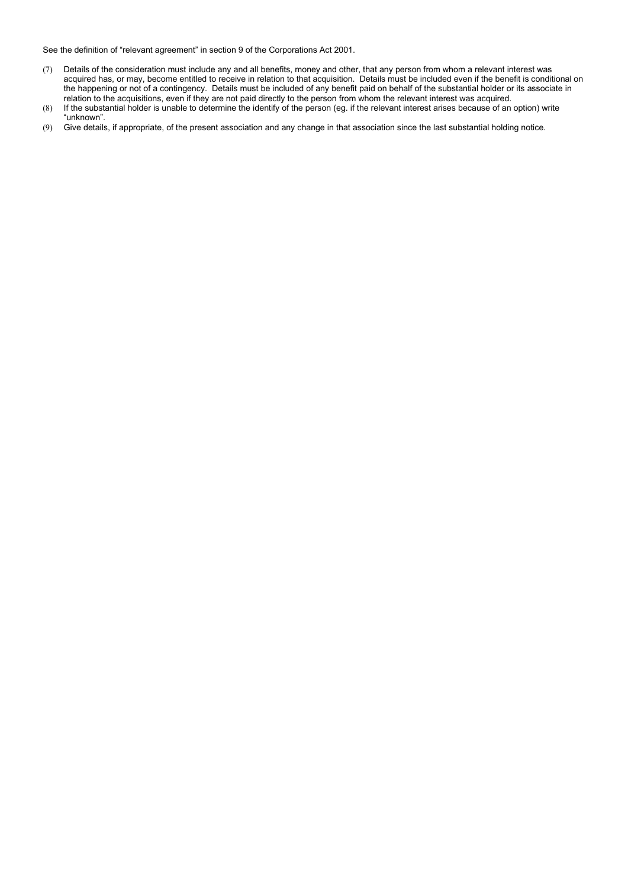See the definition of "relevant agreement" in section 9 of the Corporations Act 2001.

(7) Details of the consideration must include any and all benefits, money and other, that any person from whom a relevant interest was acquired has, or may, become entitled to receive in relation to that acquisition. Details must be included even if the benefit is conditional on the happening or not of a contingency. Details must be included of any benefit paid on behalf of the substantial holder or its associate in relation to the acquisitions, even if they are not paid directly to the person from whom the relevant interest was acquired.

(8) If the substantial holder is unable to determine the identify of the person (eg. if the relevant interest arises because of an option) write "unknown".

(9) Give details, if appropriate, of the present association and any change in that association since the last substantial holding notice.